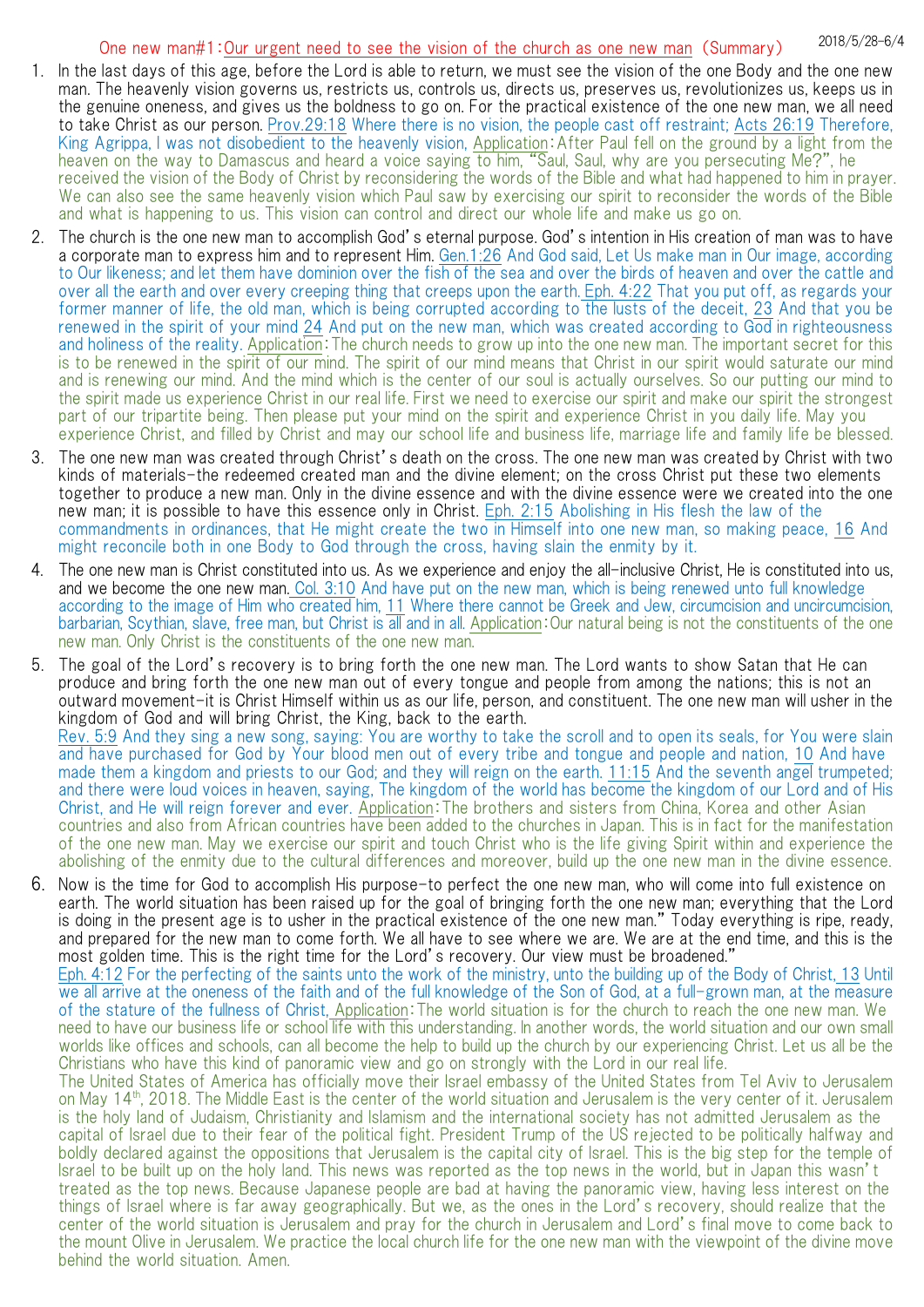# One new man#1：Our urgent need to see the vision of the church as one new man（Summary）

2018/5/28-6/4

1. In the last days of this age, before the Lord is able to return, we must see the vision of the one Body and the one new man. The heavenly vision governs us, restricts us, controls us, directs us, preserves us, revolutionizes us, keeps us in the genuine oneness, and gives us the boldness to go on. For the practical existence of the one new man, we all need to take Christ as our person. Prov.29:18 Where there is no vision, the people cast off restraint; Acts 26:19 Therefore, King Agrippa, I was not disobedient to the heavenly vision, Application：After Paul fell on the ground by a light from the heaven on the way to Damascus and heard a voice saying to him, "Saul, Saul, why are you persecuting Me?", he received the vision of the Body of Christ by reconsidering the words of the Bible and what had happened to him in prayer. We can also see the same heavenly vision which Paul saw by exercising our spirit to reconsider the words of the Bible and what is happening to us. This vision can control and direct our whole life and make us go on.

2. The church is the one new man to accomplish God's eternal purpose. God's intention in His creation of man was to have a corporate man to express him and to represent Him. Gen.1:26 And God said, Let Us make man in Our image, according to Our likeness; and let them have dominion over the fish of the sea and over the birds of heaven and over the cattle and over all the earth and over every creeping thing that creeps upon the earth. Eph. 4:22 That you put off, as regards your former manner of life, the old man, which is being corrupted according to the lusts of the deceit, 23 And that you be renewed in the spirit of your mind 24 And put on the new man, which was created according to God in righteousness and holiness of the reality. Application：The church needs to grow up into the one new man. The important secret for this is to be renewed in the spirit of our mind. The spirit of our mind means that Christ in our spirit would saturate our mind and is renewing our mind. And the mind which is the center of our soul is actually ourselves. So our putting our mind to the spirit made us experience Christ in our real life. First we need to exercise our spirit and make our spirit the strongest part of our tripartite being. Then please put your mind on the spirit and experience Christ in you daily life. May you experience Christ, and filled by Christ and may our school life and business life, marriage life and family life be blessed.

3. The one new man was created through Christ's death on the cross. The one new man was created by Christ with two kinds of materials-the redeemed created man and the divine element; on the cross Christ put these two elements together to produce a new man. Only in the divine essence and with the divine essence were we created into the one new man; it is possible to have this essence only in Christ. Eph. 2:15 Abolishing in His flesh the law of the commandments in ordinances, that He might create the two in Himself into one new man, so making peace, 16 And might reconcile both in one Body to God through the cross, having slain the enmity by it.

4. The one new man is Christ constituted into us. As we experience and enjoy the all-inclusive Christ, He is constituted into us, and we become the one new man. Col. 3:10 And have put on the new man, which is being renewed unto full knowledge according to the image of Him who created him, 11 Where there cannot be Greek and Jew, circumcision and uncircumcision, barbarian, Scythian, slave, free man, but Christ is all and in all. Application：Our natural being is not the constituents of the one new man. Only Christ is the constituents of the one new man.

5. The goal of the Lord's recovery is to bring forth the one new man. The Lord wants to show Satan that He can produce and bring forth the one new man out of every tongue and people from among the nations; this is not an outward movement-it is Christ Himself within us as our life, person, and constituent. The one new man will usher in the kingdom of God and will bring Christ, the King, back to the earth.
Rev. 5:9 And they sing a new song, saying: You are worthy to take the scroll and to open its seals, for You were slain and have purchased for God by Your blood men out of every tribe and tongue and people and nation, 10 And have made them a kingdom and priests to our God; and they will reign on the earth. 11:15 And the seventh angel trumpeted; and there were loud voices in heaven, saying, The kingdom of the world has become the kingdom of our Lord and of His Christ, and He will reign forever and ever. Application：The brothers and sisters from China, Korea and other Asian countries and also from African countries have been added to the churches in Japan. This is in fact for the manifestation of the one new man. May we exercise our spirit and touch Christ who is the life giving Spirit within and experience the abolishing of the enmity due to the cultural differences and moreover, build up the one new man in the divine essence.

6. Now is the time for God to accomplish His purpose-to perfect the one new man, who will come into full existence on earth. The world situation has been raised up for the goal of bringing forth the one new man; everything that the Lord is doing in the present age is to usher in the practical existence of the one new man." Today everything is ripe, ready, and prepared for the new man to come forth. We all have to see where we are. We are at the end time, and this is the most golden time. This is the right time for the Lord's recovery. Our view must be broadened."
Eph. 4:12 For the perfecting of the saints unto the work of the ministry, unto the building up of the Body of Christ, 13 Until we all arrive at the oneness of the faith and of the full knowledge of the Son of God, at a full-grown man, at the measure of the stature of the fullness of Christ, Application：The world situation is for the church to reach the one new man. We need to have our business life or school life with this understanding. In another words, the world situation and our own small worlds like offices and schools, can all become the help to build up the church by our experiencing Christ. Let us all be the Christians who have this kind of panoramic view and go on strongly with the Lord in our real life.
The United States of America has officially move their Israel embassy of the United States from Tel Aviv to Jerusalem on May 14th, 2018. The Middle East is the center of the world situation and Jerusalem is the very center of it. Jerusalem is the holy land of Judaism, Christianity and Islamism and the international society has not admitted Jerusalem as the capital of Israel due to their fear of the political fight. President Trump of the US rejected to be politically halfway and boldly declared against the oppositions that Jerusalem is the capital city of Israel. This is the big step for the temple of Israel to be built up on the holy land. This news was reported as the top news in the world, but in Japan this wasn't treated as the top news. Because Japanese people are bad at having the panoramic view, having less interest on the things of Israel where is far away geographically. But we, as the ones in the Lord's recovery, should realize that the center of the world situation is Jerusalem and pray for the church in Jerusalem and Lord's final move to come back to the mount Olive in Jerusalem. We practice the local church life for the one new man with the viewpoint of the divine move behind the world situation. Amen.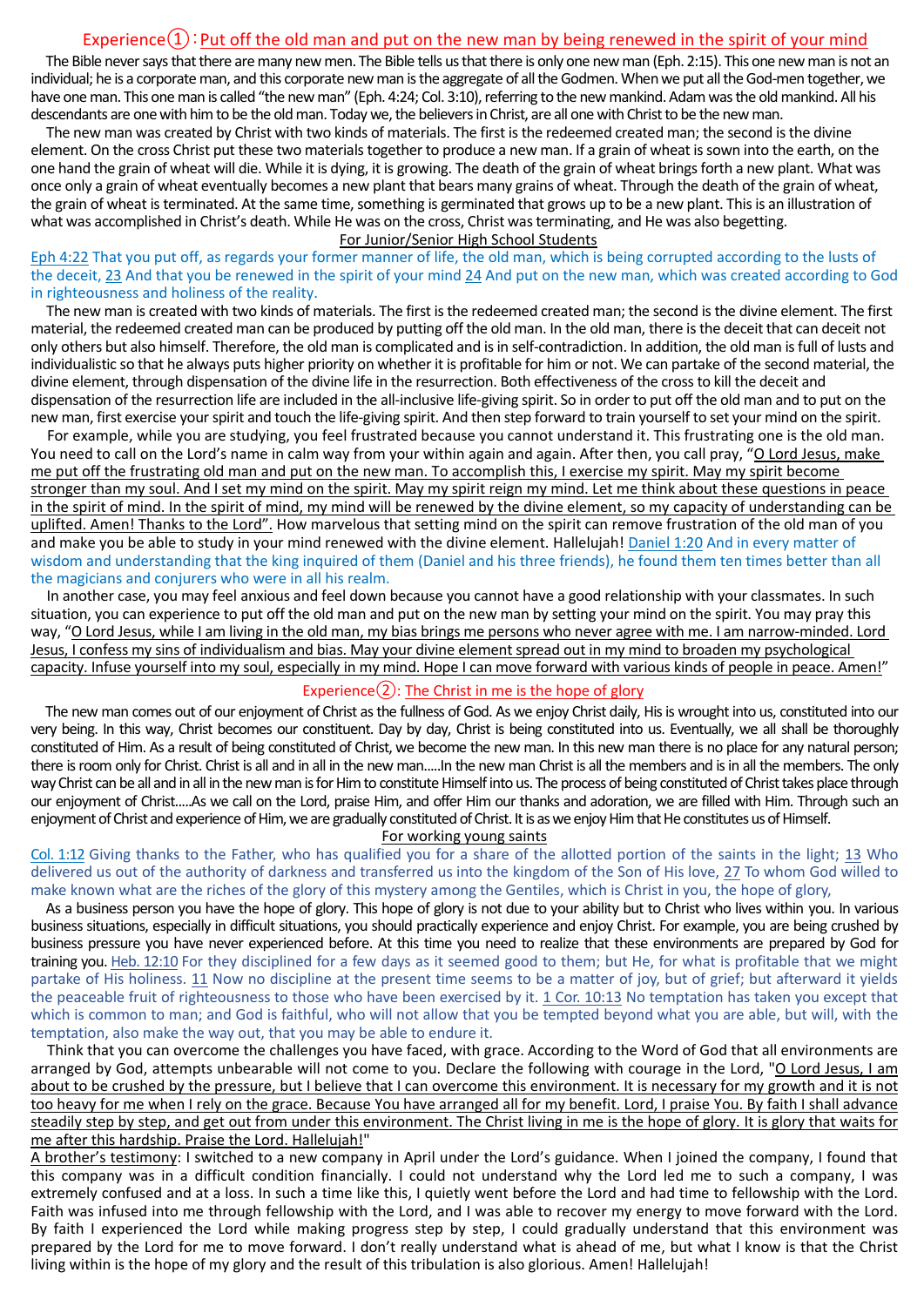## Experience①：Put off the old man and put on the new man by being renewed in the spirit of your mind

The Bible never says that there are many new men. The Bible tells us that there is only one new man (Eph. 2:15). This one new man is not an individual; he is a corporate man, and this corporate new man is the aggregate of all the Godmen. When we put all the God-men together, we have one man. This one man is called "the new man" (Eph. 4:24; Col. 3:10), referring to the new mankind. Adam was the old mankind. All his descendants are one with him to be the old man. Today we, the believers in Christ, are all one with Christ to be the new man.

The new man was created by Christ with two kinds of materials. The first is the redeemed created man; the second is the divine element. On the cross Christ put these two materials together to produce a new man. If a grain of wheat is sown into the earth, on the one hand the grain of wheat will die. While it is dying, it is growing. The death of the grain of wheat brings forth a new plant. What was once only a grain of wheat eventually becomes a new plant that bears many grains of wheat. Through the death of the grain of wheat, the grain of wheat is terminated. At the same time, something is germinated that grows up to be a new plant. This is an illustration of what was accomplished in Christ's death. While He was on the cross, Christ was terminating, and He was also begetting.

### For Junior/Senior High School Students

Eph 4:22 That you put off, as regards your former manner of life, the old man, which is being corrupted according to the lusts of the deceit, 23 And that you be renewed in the spirit of your mind 24 And put on the new man, which was created according to God in righteousness and holiness of the reality.

The new man is created with two kinds of materials. The first is the redeemed created man; the second is the divine element. The first material, the redeemed created man can be produced by putting off the old man. In the old man, there is the deceit that can deceit not only others but also himself. Therefore, the old man is complicated and is in self-contradiction. In addition, the old man is full of lusts and individualistic so that he always puts higher priority on whether it is profitable for him or not. We can partake of the second material, the divine element, through dispensation of the divine life in the resurrection. Both effectiveness of the cross to kill the deceit and dispensation of the resurrection life are included in the all-inclusive life-giving spirit. So in order to put off the old man and to put on the new man, first exercise your spirit and touch the life-giving spirit. And then step forward to train yourself to set your mind on the spirit.

For example, while you are studying, you feel frustrated because you cannot understand it. This frustrating one is the old man. You need to call on the Lord's name in calm way from your within again and again. After then, you call pray, "O Lord Jesus, make me put off the frustrating old man and put on the new man. To accomplish this, I exercise my spirit. May my spirit become stronger than my soul. And I set my mind on the spirit. May my spirit reign my mind. Let me think about these questions in peace in the spirit of mind. In the spirit of mind, my mind will be renewed by the divine element, so my capacity of understanding can be uplifted. Amen! Thanks to the Lord". How marvelous that setting mind on the spirit can remove frustration of the old man of you and make you be able to study in your mind renewed with the divine element. Hallelujah! Daniel 1:20 And in every matter of wisdom and understanding that the king inquired of them (Daniel and his three friends), he found them ten times better than all the magicians and conjurers who were in all his realm.

In another case, you may feel anxious and feel down because you cannot have a good relationship with your classmates. In such situation, you can experience to put off the old man and put on the new man by setting your mind on the spirit. You may pray this way, "O Lord Jesus, while I am living in the old man, my bias brings me persons who never agree with me. I am narrow-minded. Lord Jesus, I confess my sins of individualism and bias. May your divine element spread out in my mind to broaden my psychological capacity. Infuse yourself into my soul, especially in my mind. Hope I can move forward with various kinds of people in peace. Amen!"

## Experience②: The Christ in me is the hope of glory

The new man comes out of our enjoyment of Christ as the fullness of God. As we enjoy Christ daily, His is wrought into us, constituted into our very being. In this way, Christ becomes our constituent. Day by day, Christ is being constituted into us. Eventually, we all shall be thoroughly constituted of Him. As a result of being constituted of Christ, we become the new man. In this new man there is no place for any natural person; there is room only for Christ. Christ is all and in all in the new man.....In the new man Christ is all the members and is in all the members. The only way Christ can be all and in all in the new man is for Him to constitute Himself into us. The process of being constituted of Christ takes place through our enjoyment of Christ.....As we call on the Lord, praise Him, and offer Him our thanks and adoration, we are filled with Him. Through such an enjoyment of Christ and experience of Him, we are gradually constituted of Christ. It is as we enjoy Him that He constitutes us of Himself.

### For working young saints

Col. 1:12 Giving thanks to the Father, who has qualified you for a share of the allotted portion of the saints in the light; 13 Who delivered us out of the authority of darkness and transferred us into the kingdom of the Son of His love, 27 To whom God willed to make known what are the riches of the glory of this mystery among the Gentiles, which is Christ in you, the hope of glory,

As a business person you have the hope of glory. This hope of glory is not due to your ability but to Christ who lives within you. In various business situations, especially in difficult situations, you should practically experience and enjoy Christ. For example, you are being crushed by business pressure you have never experienced before. At this time you need to realize that these environments are prepared by God for training you. Heb. 12:10 For they disciplined for a few days as it seemed good to them; but He, for what is profitable that we might partake of His holiness. 11 Now no discipline at the present time seems to be a matter of joy, but of grief; but afterward it yields the peaceable fruit of righteousness to those who have been exercised by it. 1 Cor. 10:13 No temptation has taken you except that which is common to man; and God is faithful, who will not allow that you be tempted beyond what you are able, but will, with the temptation, also make the way out, that you may be able to endure it.

Think that you can overcome the challenges you have faced, with grace. According to the Word of God that all environments are arranged by God, attempts unbearable will not come to you. Declare the following with courage in the Lord, "O Lord Jesus, I am about to be crushed by the pressure, but I believe that I can overcome this environment. It is necessary for my growth and it is not too heavy for me when I rely on the grace. Because You have arranged all for my benefit. Lord, I praise You. By faith I shall advance steadily step by step, and get out from under this environment. The Christ living in me is the hope of glory. It is glory that waits for me after this hardship. Praise the Lord. Hallelujah!"

A brother's testimony: I switched to a new company in April under the Lord's guidance. When I joined the company, I found that this company was in a difficult condition financially. I could not understand why the Lord led me to such a company, I was extremely confused and at a loss. In such a time like this, I quietly went before the Lord and had time to fellowship with the Lord. Faith was infused into me through fellowship with the Lord, and I was able to recover my energy to move forward with the Lord. By faith I experienced the Lord while making progress step by step, I could gradually understand that this environment was prepared by the Lord for me to move forward. I don't really understand what is ahead of me, but what I know is that the Christ living within is the hope of my glory and the result of this tribulation is also glorious. Amen! Hallelujah!